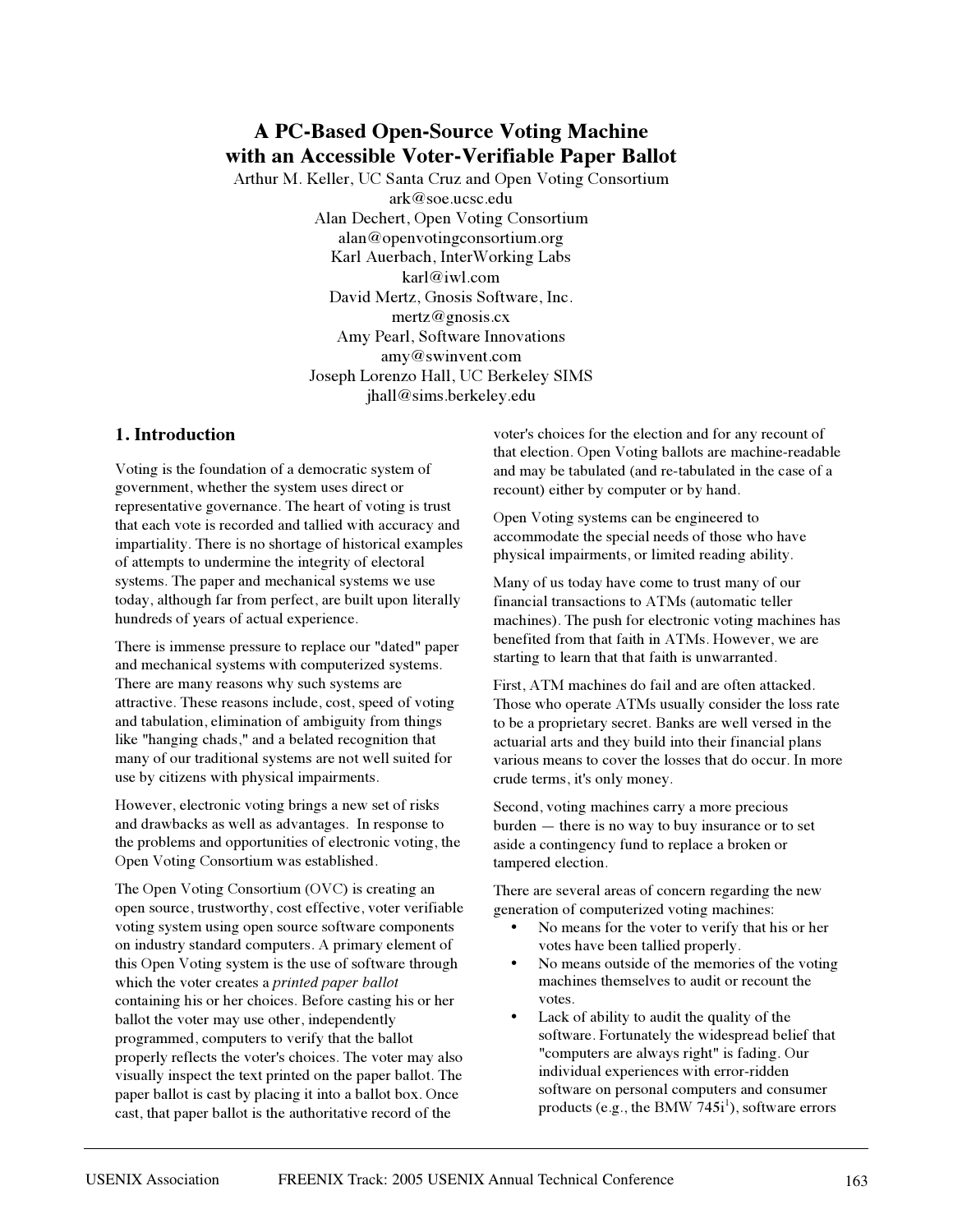# A PC-Based Open-Source Voting Machine with an Accessible Voter-Verifiable Paper Ballot

Arthur M. Keller, UC Santa Cruz and Open Voting Consortium
ark@soe.ucsc.edu
Alan Dechert, Open Voting Consortium
alan@openvotingconsortium.org
Karl Auerbach, InterWorking Labs
karl@iwl.com
David Mertz, Gnosis Software, Inc.
mertz@gnosis.cx
Amy Pearl, Software Innovations
amy@swinvent.com
Joseph Lorenzo Hall, UC Berkeley SIMS
jhall@sims.berkeley.edu

## 1. Introduction

Voting is the foundation of a democratic system of government, whether the system uses direct or representative governance. The heart of voting is trust that each vote is recorded and tallied with accuracy and impartiality. There is no shortage of historical examples of attempts to undermine the integrity of electoral systems. The paper and mechanical systems we use today, although far from perfect, are built upon literally hundreds of years of actual experience.

There is immense pressure to replace our "dated" paper and mechanical systems with computerized systems. There are many reasons why such systems are attractive. These reasons include, cost, speed of voting and tabulation, elimination of ambiguity from things like "hanging chads," and a belated recognition that many of our traditional systems are not well suited for use by citizens with physical impairments.

However, electronic voting brings a new set of risks and drawbacks as well as advantages. In response to the problems and opportunities of electronic voting, the Open Voting Consortium was established.

The Open Voting Consortium (OVC) is creating an open source, trustworthy, cost effective, voter verifiable voting system using open source software components on industry standard computers. A primary element of this Open Voting system is the use of software through which the voter creates a *printed paper ballot* containing his or her choices. Before casting his or her ballot the voter may use other, independently programmed, computers to verify that the ballot properly reflects the voter's choices. The voter may also visually inspect the text printed on the paper ballot. The paper ballot is cast by placing it into a ballot box. Once cast, that paper ballot is the authoritative record of the voter's choices for the election and for any recount of that election. Open Voting ballots are machine-readable and may be tabulated (and re-tabulated in the case of a recount) either by computer or by hand.

Open Voting systems can be engineered to accommodate the special needs of those who have physical impairments, or limited reading ability.

Many of us today have come to trust many of our financial transactions to ATMs (automatic teller machines). The push for electronic voting machines has benefited from that faith in ATMs. However, we are starting to learn that that faith is unwarranted.

First, ATM machines do fail and are often attacked. Those who operate ATMs usually consider the loss rate to be a proprietary secret. Banks are well versed in the actuarial arts and they build into their financial plans various means to cover the losses that do occur. In more crude terms, it's only money.

Second, voting machines carry a more precious burden — there is no way to buy insurance or to set aside a contingency fund to replace a broken or tampered election.

There are several areas of concern regarding the new generation of computerized voting machines:

- No means for the voter to verify that his or her votes have been tallied properly.
- No means outside of the memories of the voting machines themselves to audit or recount the votes.
- Lack of ability to audit the quality of the software. Fortunately the widespread belief that "computers are always right" is fading. Our individual experiences with error-ridden software on personal computers and consumer products (e.g., the BMW 745i[1]), software errors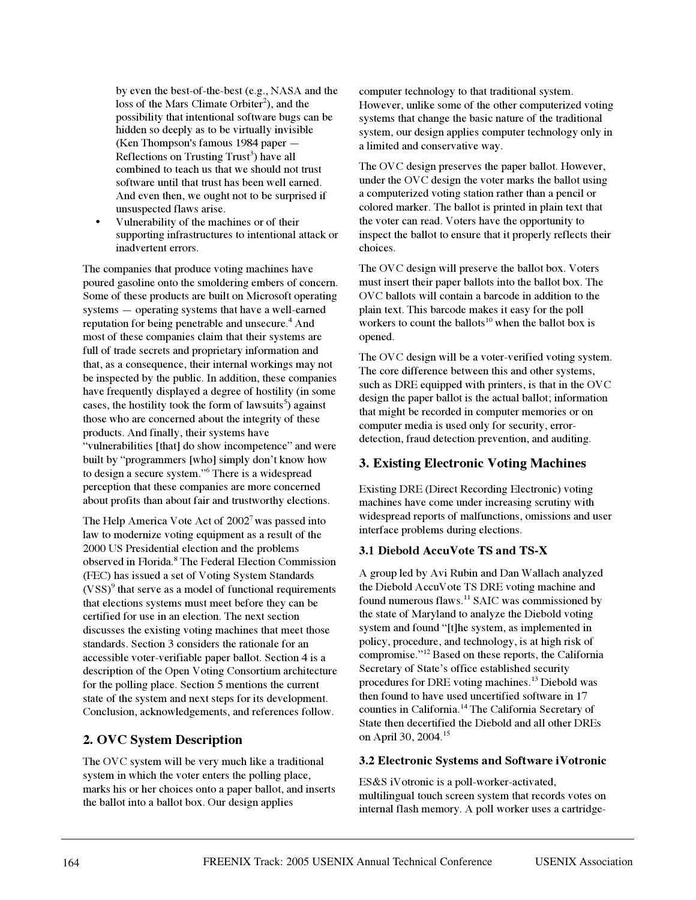by even the best-of-the-best (e.g., NASA and the loss of the Mars Climate Orbiter[2]), and the possibility that intentional software bugs can be hidden so deeply as to be virtually invisible (Ken Thompson's famous 1984 paper — Reflections on Trusting Trust[3]) have all combined to teach us that we should not trust software until that trust has been well earned. And even then, we ought not to be surprised if unsuspected flaws arise.

- Vulnerability of the machines or of their supporting infrastructures to intentional attack or inadvertent errors.

The companies that produce voting machines have poured gasoline onto the smoldering embers of concern. Some of these products are built on Microsoft operating systems — operating systems that have a well-earned reputation for being penetrable and unsecure.[4] And most of these companies claim that their systems are full of trade secrets and proprietary information and that, as a consequence, their internal workings may not be inspected by the public. In addition, these companies have frequently displayed a degree of hostility (in some cases, the hostility took the form of lawsuits[5]) against those who are concerned about the integrity of these products. And finally, their systems have "vulnerabilities [that] do show incompetence" and were built by "programmers [who] simply don't know how to design a secure system."[6] There is a widespread perception that these companies are more concerned about profits than about fair and trustworthy elections.

The Help America Vote Act of 2002[7] was passed into law to modernize voting equipment as a result of the 2000 US Presidential election and the problems observed in Florida.[8] The Federal Election Commission (FEC) has issued a set of Voting System Standards (VSS)[9] that serve as a model of functional requirements that elections systems must meet before they can be certified for use in an election. The next section discusses the existing voting machines that meet those standards. Section 3 considers the rationale for an accessible voter-verifiable paper ballot. Section 4 is a description of the Open Voting Consortium architecture for the polling place. Section 5 mentions the current state of the system and next steps for its development. Conclusion, acknowledgements, and references follow.

## 2. OVC System Description

The OVC system will be very much like a traditional system in which the voter enters the polling place, marks his or her choices onto a paper ballot, and inserts the ballot into a ballot box. Our design applies computer technology to that traditional system. However, unlike some of the other computerized voting systems that change the basic nature of the traditional system, our design applies computer technology only in a limited and conservative way.

The OVC design preserves the paper ballot. However, under the OVC design the voter marks the ballot using a computerized voting station rather than a pencil or colored marker. The ballot is printed in plain text that the voter can read. Voters have the opportunity to inspect the ballot to ensure that it properly reflects their choices.

The OVC design will preserve the ballot box. Voters must insert their paper ballots into the ballot box. The OVC ballots will contain a barcode in addition to the plain text. This barcode makes it easy for the poll workers to count the ballots[10] when the ballot box is opened.

The OVC design will be a voter-verified voting system. The core difference between this and other systems, such as DRE equipped with printers, is that in the OVC design the paper ballot is the actual ballot; information that might be recorded in computer memories or on computer media is used only for security, error-detection, fraud detection/prevention, and auditing.

## 3. Existing Electronic Voting Machines

Existing DRE (Direct Recording Electronic) voting machines have come under increasing scrutiny with widespread reports of malfunctions, omissions and user interface problems during elections.

### 3.1 Diebold AccuVote TS and TS-X

A group led by Avi Rubin and Dan Wallach analyzed the Diebold AccuVote TS DRE voting machine and found numerous flaws.[11] SAIC was commissioned by the state of Maryland to analyze the Diebold voting system and found "[t]he system, as implemented in policy, procedure, and technology, is at high risk of compromise."[12] Based on these reports, the California Secretary of State's office established security procedures for DRE voting machines.[13] Diebold was then found to have used uncertified software in 17 counties in California.[14] The California Secretary of State then decertified the Diebold and all other DREs on April 30, 2004.[15]

### 3.2 Electronic Systems and Software iVotronic

ES&S iVotronic is a poll-worker-activated, multilingual touch screen system that records votes on internal flash memory. A poll worker uses a cartridge-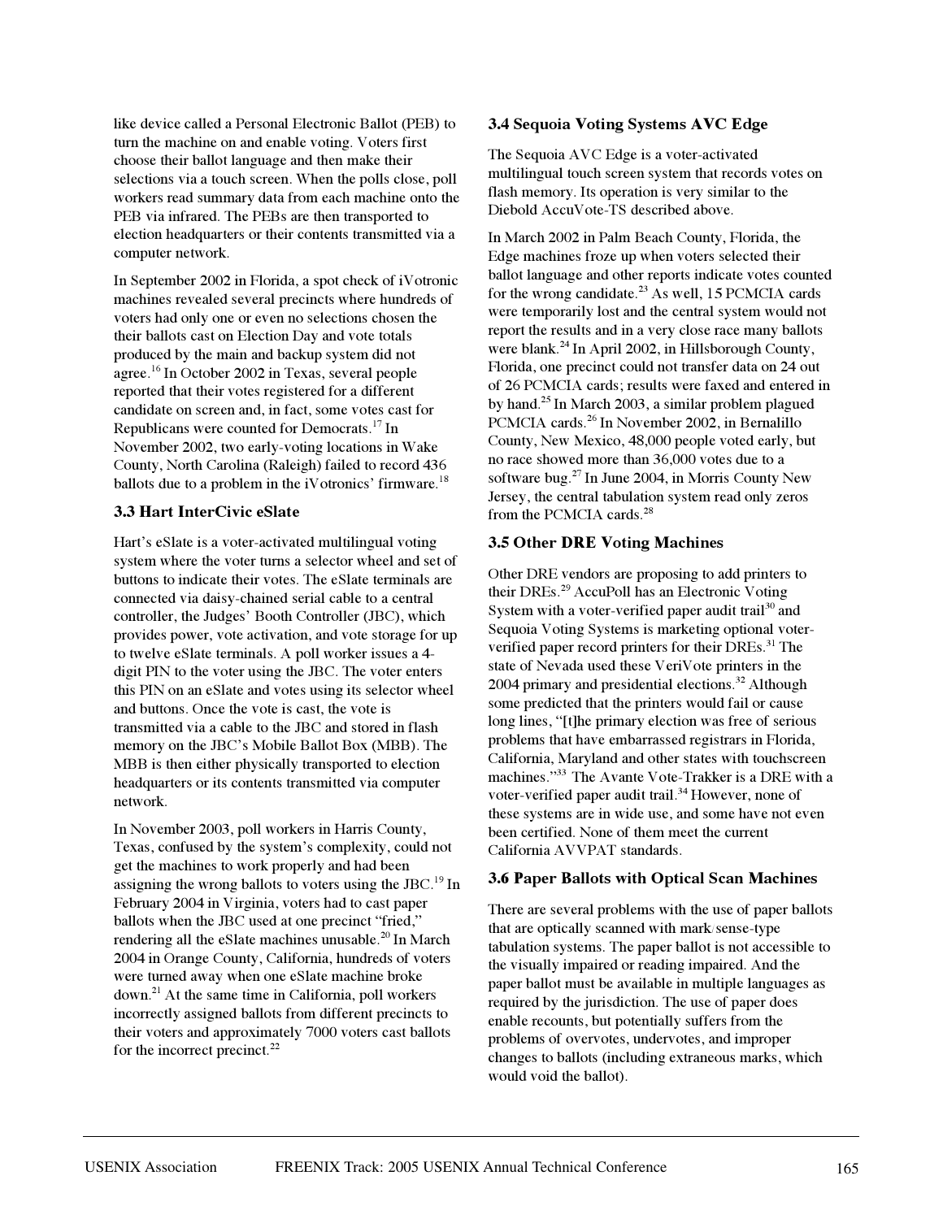like device called a Personal Electronic Ballot (PEB) to turn the machine on and enable voting. Voters first choose their ballot language and then make their selections via a touch screen. When the polls close, poll workers read summary data from each machine onto the PEB via infrared. The PEBs are then transported to election headquarters or their contents transmitted via a computer network.

In September 2002 in Florida, a spot check of iVotronic machines revealed several precincts where hundreds of voters had only one or even no selections chosen the their ballots cast on Election Day and vote totals produced by the main and backup system did not agree.[16] In October 2002 in Texas, several people reported that their votes registered for a different candidate on screen and, in fact, some votes cast for Republicans were counted for Democrats.[17] In November 2002, two early-voting locations in Wake County, North Carolina (Raleigh) failed to record 436 ballots due to a problem in the iVotronics' firmware.[18]

### 3.3 Hart InterCivic eSlate

Hart's eSlate is a voter-activated multilingual voting system where the voter turns a selector wheel and set of buttons to indicate their votes. The eSlate terminals are connected via daisy-chained serial cable to a central controller, the Judges' Booth Controller (JBC), which provides power, vote activation, and vote storage for up to twelve eSlate terminals. A poll worker issues a 4-digit PIN to the voter using the JBC. The voter enters this PIN on an eSlate and votes using its selector wheel and buttons. Once the vote is cast, the vote is transmitted via a cable to the JBC and stored in flash memory on the JBC's Mobile Ballot Box (MBB). The MBB is then either physically transported to election headquarters or its contents transmitted via computer network.

In November 2003, poll workers in Harris County, Texas, confused by the system's complexity, could not get the machines to work properly and had been assigning the wrong ballots to voters using the JBC.[19] In February 2004 in Virginia, voters had to cast paper ballots when the JBC used at one precinct "fried," rendering all the eSlate machines unusable.[20] In March 2004 in Orange County, California, hundreds of voters were turned away when one eSlate machine broke down.[21] At the same time in California, poll workers incorrectly assigned ballots from different precincts to their voters and approximately 7000 voters cast ballots for the incorrect precinct.[22]

### 3.4 Sequoia Voting Systems AVC Edge

The Sequoia AVC Edge is a voter-activated multilingual touch screen system that records votes on flash memory. Its operation is very similar to the Diebold AccuVote-TS described above.

In March 2002 in Palm Beach County, Florida, the Edge machines froze up when voters selected their ballot language and other reports indicate votes counted for the wrong candidate.[23] As well, 15 PCMCIA cards were temporarily lost and the central system would not report the results and in a very close race many ballots were blank.[24] In April 2002, in Hillsborough County, Florida, one precinct could not transfer data on 24 out of 26 PCMCIA cards; results were faxed and entered in by hand.[25] In March 2003, a similar problem plagued PCMCIA cards.[26] In November 2002, in Bernalillo County, New Mexico, 48,000 people voted early, but no race showed more than 36,000 votes due to a software bug.[27] In June 2004, in Morris County New Jersey, the central tabulation system read only zeros from the PCMCIA cards.[28]

### 3.5 Other DRE Voting Machines

Other DRE vendors are proposing to add printers to their DREs.[29] AccuPoll has an Electronic Voting System with a voter-verified paper audit trail[30] and Sequoia Voting Systems is marketing optional voter-verified paper record printers for their DREs.[31] The state of Nevada used these VeriVote printers in the 2004 primary and presidential elections.[32] Although some predicted that the printers would fail or cause long lines, "[t]he primary election was free of serious problems that have embarrassed registrars in Florida, California, Maryland and other states with touchscreen machines."[33] The Avante Vote-Trakker is a DRE with a voter-verified paper audit trail.[34] However, none of these systems are in wide use, and some have not even been certified. None of them meet the current California AVVPAT standards.

### 3.6 Paper Ballots with Optical Scan Machines

There are several problems with the use of paper ballots that are optically scanned with mark/sense-type tabulation systems. The paper ballot is not accessible to the visually impaired or reading impaired. And the paper ballot must be available in multiple languages as required by the jurisdiction. The use of paper does enable recounts, but potentially suffers from the problems of overvotes, undervotes, and improper changes to ballots (including extraneous marks, which would void the ballot).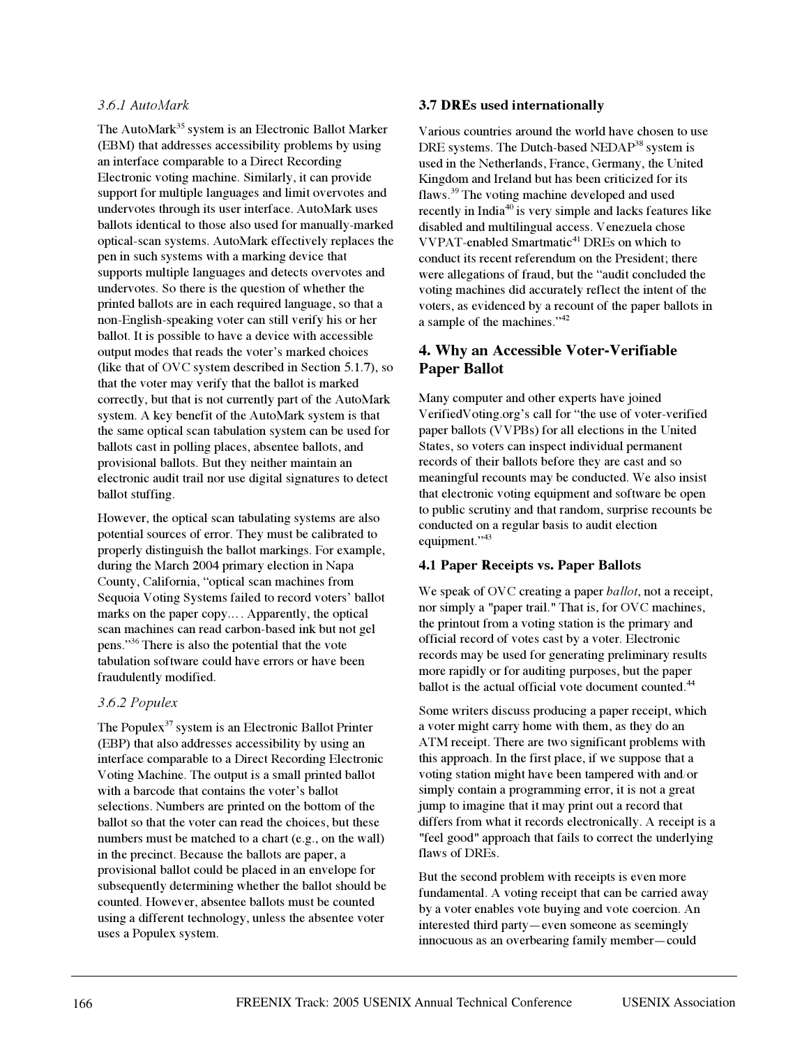### 3.6.1 AutoMark

The AutoMark[35] system is an Electronic Ballot Marker (EBM) that addresses accessibility problems by using an interface comparable to a Direct Recording Electronic voting machine. Similarly, it can provide support for multiple languages and limit overvotes and undervotes through its user interface. AutoMark uses ballots identical to those also used for manually-marked optical-scan systems. AutoMark effectively replaces the pen in such systems with a marking device that supports multiple languages and detects overvotes and undervotes. So there is the question of whether the printed ballots are in each required language, so that a non-English-speaking voter can still verify his or her ballot. It is possible to have a device with accessible output modes that reads the voter's marked choices (like that of OVC system described in Section 5.1.7), so that the voter may verify that the ballot is marked correctly, but that is not currently part of the AutoMark system. A key benefit of the AutoMark system is that the same optical scan tabulation system can be used for ballots cast in polling places, absentee ballots, and provisional ballots. But they neither maintain an electronic audit trail nor use digital signatures to detect ballot stuffing.

However, the optical scan tabulating systems are also potential sources of error. They must be calibrated to properly distinguish the ballot markings. For example, during the March 2004 primary election in Napa County, California, "optical scan machines from Sequoia Voting Systems failed to record voters' ballot marks on the paper copy.... Apparently, the optical scan machines can read carbon-based ink but not gel pens."[36] There is also the potential that the vote tabulation software could have errors or have been fraudulently modified.

### 3.6.2 Populex

The Populex[37] system is an Electronic Ballot Printer (EBP) that also addresses accessibility by using an interface comparable to a Direct Recording Electronic Voting Machine. The output is a small printed ballot with a barcode that contains the voter's ballot selections. Numbers are printed on the bottom of the ballot so that the voter can read the choices, but these numbers must be matched to a chart (e.g., on the wall) in the precinct. Because the ballots are paper, a provisional ballot could be placed in an envelope for subsequently determining whether the ballot should be counted. However, absentee ballots must be counted using a different technology, unless the absentee voter uses a Populex system.

### 3.7 DREs used internationally

Various countries around the world have chosen to use DRE systems. The Dutch-based NEDAP[38] system is used in the Netherlands, France, Germany, the United Kingdom and Ireland but has been criticized for its flaws.[39] The voting machine developed and used recently in India[40] is very simple and lacks features like disabled and multilingual access. Venezuela chose VVPAT-enabled Smartmatic[41] DREs on which to conduct its recent referendum on the President; there were allegations of fraud, but the "audit concluded the voting machines did accurately reflect the intent of the voters, as evidenced by a recount of the paper ballots in a sample of the machines."[42]

## 4. Why an Accessible Voter-Verifiable Paper Ballot

Many computer and other experts have joined VerifiedVoting.org's call for "the use of voter-verified paper ballots (VVPBs) for all elections in the United States, so voters can inspect individual permanent records of their ballots before they are cast and so meaningful recounts may be conducted. We also insist that electronic voting equipment and software be open to public scrutiny and that random, surprise recounts be conducted on a regular basis to audit election equipment."[43]

### 4.1 Paper Receipts vs. Paper Ballots

We speak of OVC creating a paper *ballot*, not a receipt, nor simply a "paper trail." That is, for OVC machines, the printout from a voting station is the primary and official record of votes cast by a voter. Electronic records may be used for generating preliminary results more rapidly or for auditing purposes, but the paper ballot is the actual official vote document counted.[44]

Some writers discuss producing a paper receipt, which a voter might carry home with them, as they do an ATM receipt. There are two significant problems with this approach. In the first place, if we suppose that a voting station might have been tampered with and/or simply contain a programming error, it is not a great jump to imagine that it may print out a record that differs from what it records electronically. A receipt is a "feel good" approach that fails to correct the underlying flaws of DREs.

But the second problem with receipts is even more fundamental. A voting receipt that can be carried away by a voter enables vote buying and vote coercion. An interested third party—even someone as seemingly innocuous as an overbearing family member—could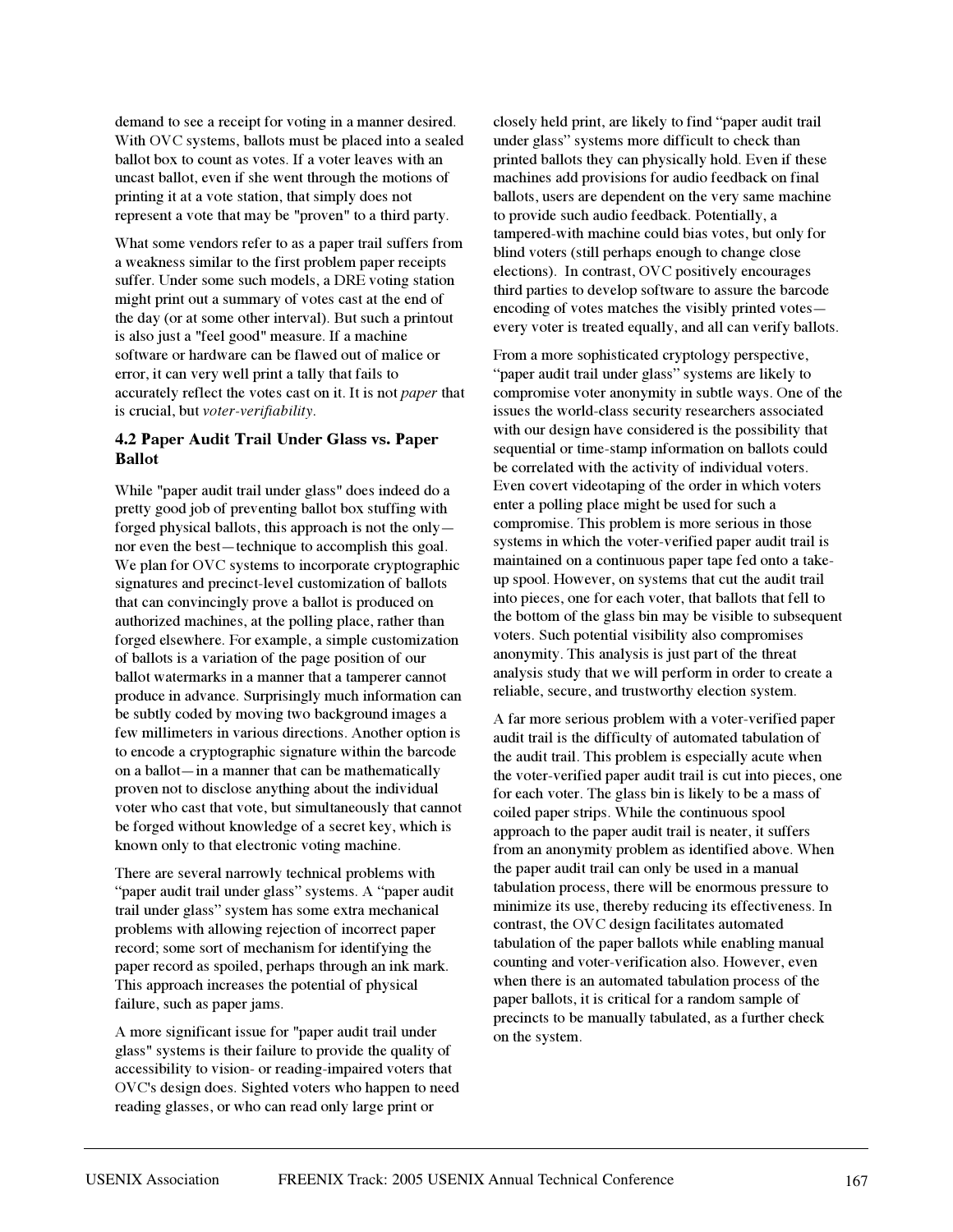demand to see a receipt for voting in a manner desired. With OVC systems, ballots must be placed into a sealed ballot box to count as votes. If a voter leaves with an uncast ballot, even if she went through the motions of printing it at a vote station, that simply does not represent a vote that may be "proven" to a third party.

What some vendors refer to as a paper trail suffers from a weakness similar to the first problem paper receipts suffer. Under some such models, a DRE voting station might print out a summary of votes cast at the end of the day (or at some other interval). But such a printout is also just a "feel good" measure. If a machine software or hardware can be flawed out of malice or error, it can very well print a tally that fails to accurately reflect the votes cast on it. It is not *paper* that is crucial, but *voter-verifiability*.

### 4.2 Paper Audit Trail Under Glass vs. Paper Ballot

While "paper audit trail under glass" does indeed do a pretty good job of preventing ballot box stuffing with forged physical ballots, this approach is not the only—nor even the best—technique to accomplish this goal. We plan for OVC systems to incorporate cryptographic signatures and precinct-level customization of ballots that can convincingly prove a ballot is produced on authorized machines, at the polling place, rather than forged elsewhere. For example, a simple customization of ballots is a variation of the page position of our ballot watermarks in a manner that a tamperer cannot produce in advance. Surprisingly much information can be subtly coded by moving two background images a few millimeters in various directions. Another option is to encode a cryptographic signature within the barcode on a ballot—in a manner that can be mathematically proven not to disclose anything about the individual voter who cast that vote, but simultaneously that cannot be forged without knowledge of a secret key, which is known only to that electronic voting machine.

There are several narrowly technical problems with "paper audit trail under glass" systems. A "paper audit trail under glass" system has some extra mechanical problems with allowing rejection of incorrect paper record; some sort of mechanism for identifying the paper record as spoiled, perhaps through an ink mark. This approach increases the potential of physical failure, such as paper jams.

A more significant issue for "paper audit trail under glass" systems is their failure to provide the quality of accessibility to vision- or reading-impaired voters that OVC's design does. Sighted voters who happen to need reading glasses, or who can read only large print or closely held print, are likely to find "paper audit trail under glass" systems more difficult to check than printed ballots they can physically hold. Even if these machines add provisions for audio feedback on final ballots, users are dependent on the very same machine to provide such audio feedback. Potentially, a tampered-with machine could bias votes, but only for blind voters (still perhaps enough to change close elections). In contrast, OVC positively encourages third parties to develop software to assure the barcode encoding of votes matches the visibly printed votes—every voter is treated equally, and all can verify ballots.

From a more sophisticated cryptology perspective, "paper audit trail under glass" systems are likely to compromise voter anonymity in subtle ways. One of the issues the world-class security researchers associated with our design have considered is the possibility that sequential or time-stamp information on ballots could be correlated with the activity of individual voters. Even covert videotaping of the order in which voters enter a polling place might be used for such a compromise. This problem is more serious in those systems in which the voter-verified paper audit trail is maintained on a continuous paper tape fed onto a take-up spool. However, on systems that cut the audit trail into pieces, one for each voter, that ballots that fell to the bottom of the glass bin may be visible to subsequent voters. Such potential visibility also compromises anonymity. This analysis is just part of the threat analysis study that we will perform in order to create a reliable, secure, and trustworthy election system.

A far more serious problem with a voter-verified paper audit trail is the difficulty of automated tabulation of the audit trail. This problem is especially acute when the voter-verified paper audit trail is cut into pieces, one for each voter. The glass bin is likely to be a mass of coiled paper strips. While the continuous spool approach to the paper audit trail is neater, it suffers from an anonymity problem as identified above. When the paper audit trail can only be used in a manual tabulation process, there will be enormous pressure to minimize its use, thereby reducing its effectiveness. In contrast, the OVC design facilitates automated tabulation of the paper ballots while enabling manual counting and voter-verification also. However, even when there is an automated tabulation process of the paper ballots, it is critical for a random sample of precincts to be manually tabulated, as a further check on the system.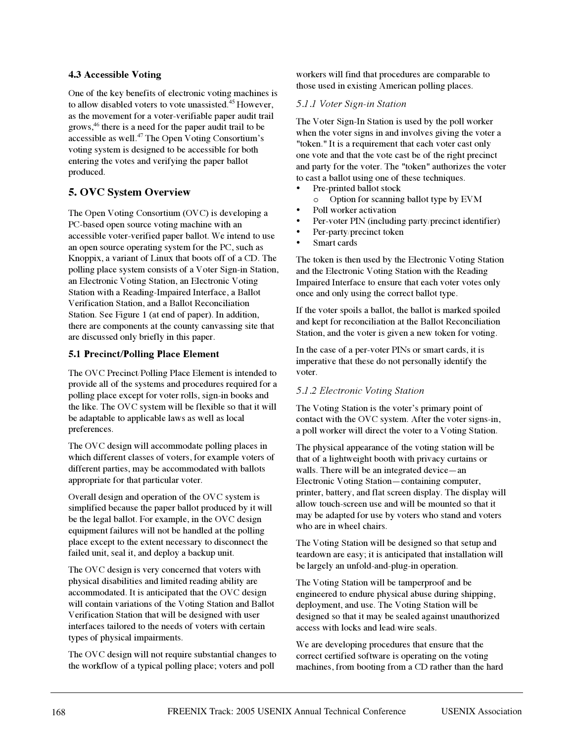### 4.3 Accessible Voting

One of the key benefits of electronic voting machines is to allow disabled voters to vote unassisted.[45] However, as the movement for a voter-verifiable paper audit trail grows,[46] there is a need for the paper audit trail to be accessible as well.[47] The Open Voting Consortium's voting system is designed to be accessible for both entering the votes and verifying the paper ballot produced.

## 5. OVC System Overview

The Open Voting Consortium (OVC) is developing a PC-based open source voting machine with an accessible voter-verified paper ballot. We intend to use an open source operating system for the PC, such as Knoppix, a variant of Linux that boots off of a CD. The polling place system consists of a Voter Sign-in Station, an Electronic Voting Station, an Electronic Voting Station with a Reading-Impaired Interface, a Ballot Verification Station, and a Ballot Reconciliation Station. See Figure 1 (at end of paper). In addition, there are components at the county canvassing site that are discussed only briefly in this paper.

### 5.1 Precinct/Polling Place Element

The OVC Precinct/Polling Place Element is intended to provide all of the systems and procedures required for a polling place except for voter rolls, sign-in books and the like. The OVC system will be flexible so that it will be adaptable to applicable laws as well as local preferences.

The OVC design will accommodate polling places in which different classes of voters, for example voters of different parties, may be accommodated with ballots appropriate for that particular voter.

Overall design and operation of the OVC system is simplified because the paper ballot produced by it will be the legal ballot. For example, in the OVC design equipment failures will not be handled at the polling place except to the extent necessary to disconnect the failed unit, seal it, and deploy a backup unit.

The OVC design is very concerned that voters with physical disabilities and limited reading ability are accommodated. It is anticipated that the OVC design will contain variations of the Voting Station and Ballot Verification Station that will be designed with user interfaces tailored to the needs of voters with certain types of physical impairments.

The OVC design will not require substantial changes to the workflow of a typical polling place; voters and poll workers will find that procedures are comparable to those used in existing American polling places.

#### *5.1.1 Voter Sign-in Station*

The Voter Sign-In Station is used by the poll worker when the voter signs in and involves giving the voter a "token." It is a requirement that each voter cast only one vote and that the vote cast be of the right precinct and party for the voter. The "token" authorizes the voter to cast a ballot using one of these techniques.

- Pre-printed ballot stock
  - Option for scanning ballot type by EVM
- Poll worker activation
- Per-voter PIN (including party/precinct identifier)
- Per-party/precinct token
- Smart cards

The token is then used by the Electronic Voting Station and the Electronic Voting Station with the Reading Impaired Interface to ensure that each voter votes only once and only using the correct ballot type.

If the voter spoils a ballot, the ballot is marked spoiled and kept for reconciliation at the Ballot Reconciliation Station, and the voter is given a new token for voting.

In the case of a per-voter PINs or smart cards, it is imperative that these do not personally identify the voter.

#### *5.1.2 Electronic Voting Station*

The Voting Station is the voter's primary point of contact with the OVC system. After the voter signs-in, a poll worker will direct the voter to a Voting Station.

The physical appearance of the voting station will be that of a lightweight booth with privacy curtains or walls. There will be an integrated device—an Electronic Voting Station—containing computer, printer, battery, and flat screen display. The display will allow touch-screen use and will be mounted so that it may be adapted for use by voters who stand and voters who are in wheel chairs.

The Voting Station will be designed so that setup and teardown are easy; it is anticipated that installation will be largely an unfold-and-plug-in operation.

The Voting Station will be tamperproof and be engineered to endure physical abuse during shipping, deployment, and use. The Voting Station will be designed so that it may be sealed against unauthorized access with locks and lead/wire seals.

We are developing procedures that ensure that the correct certified software is operating on the voting machines, from booting from a CD rather than the hard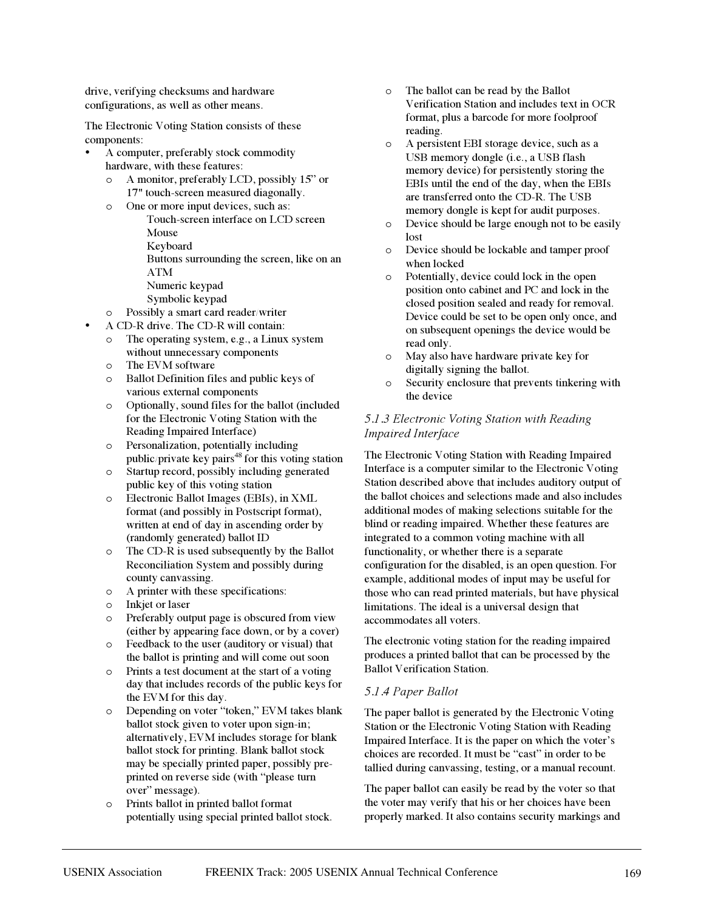drive, verifying checksums and hardware configurations, as well as other means.

The Electronic Voting Station consists of these components:

- A computer, preferably stock commodity hardware, with these features:
  - A monitor, preferably LCD, possibly 15" or 17" touch-screen measured diagonally.
  - One or more input devices, such as:
    - Touch-screen interface on LCD screen
    - Mouse
    - Keyboard
    - Buttons surrounding the screen, like on an ATM
    - Numeric keypad
    - Symbolic keypad
  - Possibly a smart card reader/writer
- A CD-R drive. The CD-R will contain:
  - The operating system, e.g., a Linux system without unnecessary components
  - The EVM software
  - Ballot Definition files and public keys of various external components
  - Optionally, sound files for the ballot (included for the Electronic Voting Station with the Reading Impaired Interface)
  - Personalization, potentially including public/private key pairs[48] for this voting station
  - Startup record, possibly including generated public key of this voting station
  - Electronic Ballot Images (EBIs), in XML format (and possibly in Postscript format), written at end of day in ascending order by (randomly generated) ballot ID
  - The CD-R is used subsequently by the Ballot Reconciliation System and possibly during county canvassing.
  - A printer with these specifications:
  - Inkjet or laser
  - Preferably output page is obscured from view (either by appearing face down, or by a cover)
  - Feedback to the user (auditory or visual) that the ballot is printing and will come out soon
  - Prints a test document at the start of a voting day that includes records of the public keys for the EVM for this day.
  - Depending on voter "token," EVM takes blank ballot stock given to voter upon sign-in; alternatively, EVM includes storage for blank ballot stock for printing. Blank ballot stock may be specially printed paper, possibly pre-printed on reverse side (with "please turn over" message).
  - Prints ballot in printed ballot format potentially using special printed ballot stock.
  - The ballot can be read by the Ballot Verification Station and includes text in OCR format, plus a barcode for more foolproof reading.
  - A persistent EBI storage device, such as a USB memory dongle (i.e., a USB flash memory device) for persistently storing the EBIs until the end of the day, when the EBIs are transferred onto the CD-R. The USB memory dongle is kept for audit purposes.
  - Device should be large enough not to be easily lost
  - Device should be lockable and tamper proof when locked
  - Potentially, device could lock in the open position onto cabinet and PC and lock in the closed position sealed and ready for removal. Device could be set to be open only once, and on subsequent openings the device would be read only.
  - May also have hardware private key for digitally signing the ballot.
  - Security enclosure that prevents tinkering with the device

### *5.1.3 Electronic Voting Station with Reading Impaired Interface*

The Electronic Voting Station with Reading Impaired Interface is a computer similar to the Electronic Voting Station described above that includes auditory output of the ballot choices and selections made and also includes additional modes of making selections suitable for the blind or reading impaired. Whether these features are integrated to a common voting machine with all functionality, or whether there is a separate configuration for the disabled, is an open question. For example, additional modes of input may be useful for those who can read printed materials, but have physical limitations. The ideal is a universal design that accommodates all voters.

The electronic voting station for the reading impaired produces a printed ballot that can be processed by the Ballot Verification Station.

### *5.1.4 Paper Ballot*

The paper ballot is generated by the Electronic Voting Station or the Electronic Voting Station with Reading Impaired Interface. It is the paper on which the voter's choices are recorded. It must be "cast" in order to be tallied during canvassing, testing, or a manual recount.

The paper ballot can easily be read by the voter so that the voter may verify that his or her choices have been properly marked. It also contains security markings and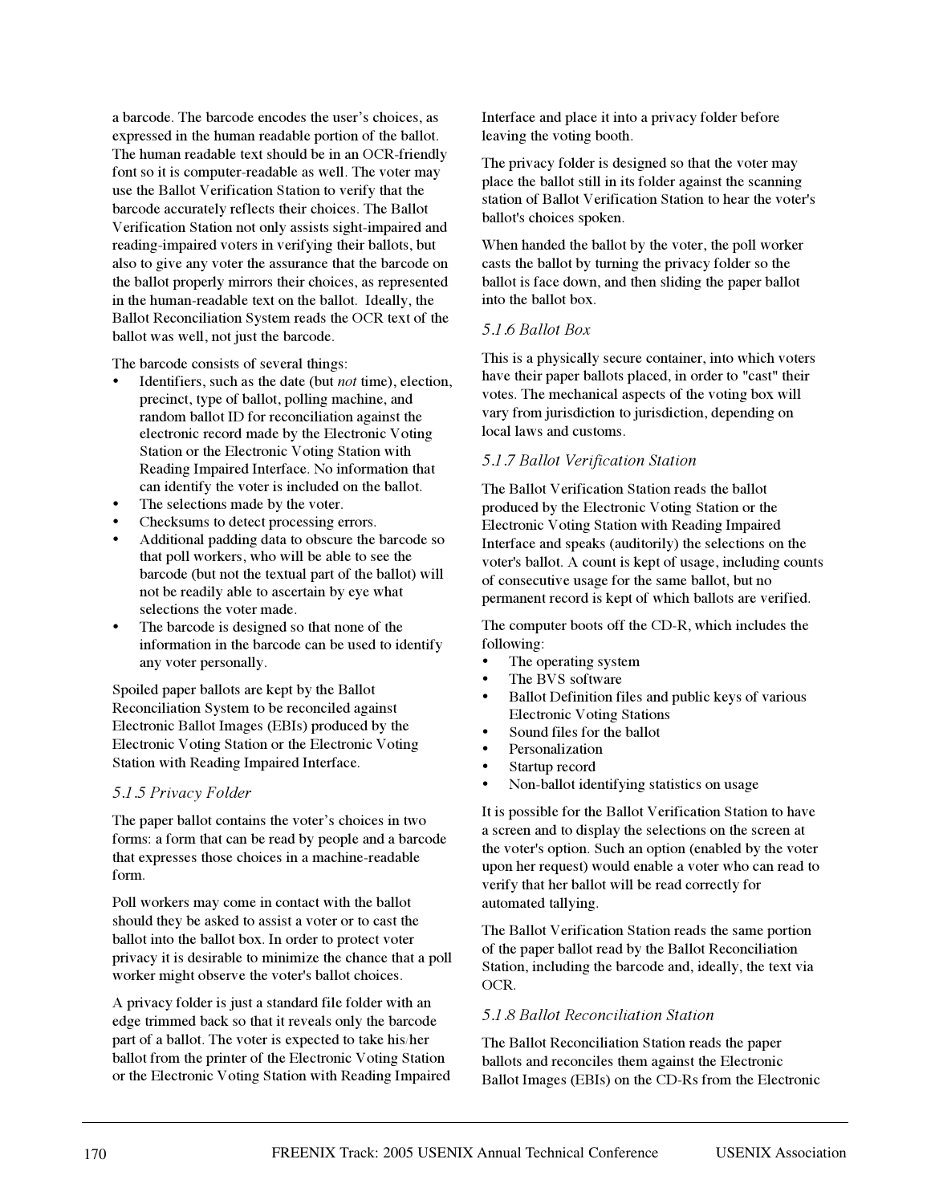a barcode. The barcode encodes the user's choices, as expressed in the human readable portion of the ballot. The human readable text should be in an OCR-friendly font so it is computer-readable as well. The voter may use the Ballot Verification Station to verify that the barcode accurately reflects their choices. The Ballot Verification Station not only assists sight-impaired and reading-impaired voters in verifying their ballots, but also to give any voter the assurance that the barcode on the ballot properly mirrors their choices, as represented in the human-readable text on the ballot. Ideally, the Ballot Reconciliation System reads the OCR text of the ballot was well, not just the barcode.

The barcode consists of several things:

- Identifiers, such as the date (but *not* time), election, precinct, type of ballot, polling machine, and random ballot ID for reconciliation against the electronic record made by the Electronic Voting Station or the Electronic Voting Station with Reading Impaired Interface. No information that can identify the voter is included on the ballot.
- The selections made by the voter.
- Checksums to detect processing errors.
- Additional padding data to obscure the barcode so that poll workers, who will be able to see the barcode (but not the textual part of the ballot) will not be readily able to ascertain by eye what selections the voter made.
- The barcode is designed so that none of the information in the barcode can be used to identify any voter personally.

Spoiled paper ballots are kept by the Ballot Reconciliation System to be reconciled against Electronic Ballot Images (EBIs) produced by the Electronic Voting Station or the Electronic Voting Station with Reading Impaired Interface.

### *5.1.5 Privacy Folder*

The paper ballot contains the voter's choices in two forms: a form that can be read by people and a barcode that expresses those choices in a machine-readable form.

Poll workers may come in contact with the ballot should they be asked to assist a voter or to cast the ballot into the ballot box. In order to protect voter privacy it is desirable to minimize the chance that a poll worker might observe the voter's ballot choices.

A privacy folder is just a standard file folder with an edge trimmed back so that it reveals only the barcode part of a ballot. The voter is expected to take his/her ballot from the printer of the Electronic Voting Station or the Electronic Voting Station with Reading Impaired Interface and place it into a privacy folder before leaving the voting booth.

The privacy folder is designed so that the voter may place the ballot still in its folder against the scanning station of Ballot Verification Station to hear the voter's ballot's choices spoken.

When handed the ballot by the voter, the poll worker casts the ballot by turning the privacy folder so the ballot is face down, and then sliding the paper ballot into the ballot box.

### *5.1.6 Ballot Box*

This is a physically secure container, into which voters have their paper ballots placed, in order to "cast" their votes. The mechanical aspects of the voting box will vary from jurisdiction to jurisdiction, depending on local laws and customs.

### *5.1.7 Ballot Verification Station*

The Ballot Verification Station reads the ballot produced by the Electronic Voting Station or the Electronic Voting Station with Reading Impaired Interface and speaks (auditorily) the selections on the voter's ballot. A count is kept of usage, including counts of consecutive usage for the same ballot, but no permanent record is kept of which ballots are verified.

The computer boots off the CD-R, which includes the following:

- The operating system
- The BVS software
- Ballot Definition files and public keys of various Electronic Voting Stations
- Sound files for the ballot
- Personalization
- Startup record
- Non-ballot identifying statistics on usage

It is possible for the Ballot Verification Station to have a screen and to display the selections on the screen at the voter's option. Such an option (enabled by the voter upon her request) would enable a voter who can read to verify that her ballot will be read correctly for automated tallying.

The Ballot Verification Station reads the same portion of the paper ballot read by the Ballot Reconciliation Station, including the barcode and, ideally, the text via OCR.

### *5.1.8 Ballot Reconciliation Station*

The Ballot Reconciliation Station reads the paper ballots and reconciles them against the Electronic Ballot Images (EBIs) on the CD-Rs from the Electronic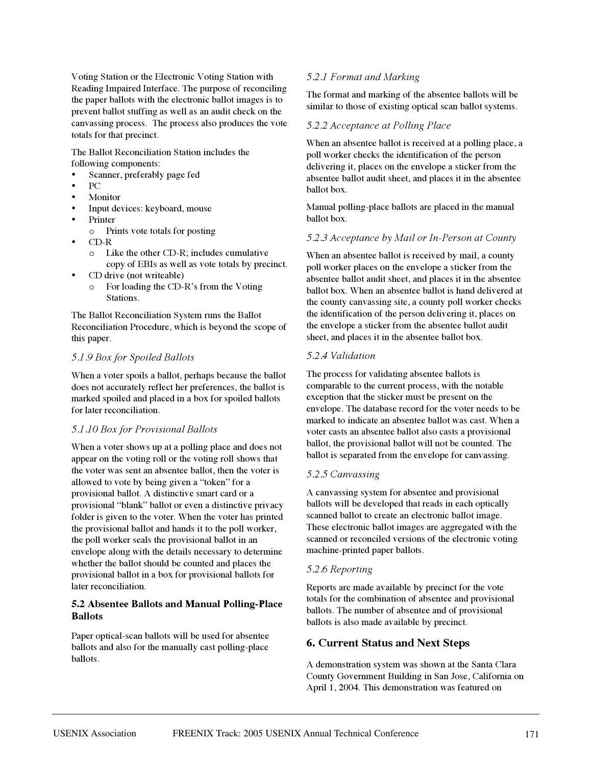Voting Station or the Electronic Voting Station with Reading Impaired Interface. The purpose of reconciling the paper ballots with the electronic ballot images is to prevent ballot stuffing as well as an audit check on the canvassing process. The process also produces the vote totals for that precinct.

The Ballot Reconciliation Station includes the following components:

- Scanner, preferably page fed
- PC
- Monitor
- Input devices: keyboard, mouse
- Printer
    - Prints vote totals for posting
- CD-R
    - Like the other CD-R; includes cumulative copy of EBIs as well as vote totals by precinct.
- CD drive (not writeable)
    - For loading the CD-R's from the Voting Stations.

The Ballot Reconciliation System runs the Ballot Reconciliation Procedure, which is beyond the scope of this paper.

#### *5.1.9 Box for Spoiled Ballots*

When a voter spoils a ballot, perhaps because the ballot does not accurately reflect her preferences, the ballot is marked spoiled and placed in a box for spoiled ballots for later reconciliation.

#### *5.1.10 Box for Provisional Ballots*

When a voter shows up at a polling place and does not appear on the voting roll or the voting roll shows that the voter was sent an absentee ballot, then the voter is allowed to vote by being given a "token" for a provisional ballot. A distinctive smart card or a provisional "blank" ballot or even a distinctive privacy folder is given to the voter. When the voter has printed the provisional ballot and hands it to the poll worker, the poll worker seals the provisional ballot in an envelope along with the details necessary to determine whether the ballot should be counted and places the provisional ballot in a box for provisional ballots for later reconciliation.

### 5.2 Absentee Ballots and Manual Polling-Place Ballots

Paper optical-scan ballots will be used for absentee ballots and also for the manually cast polling-place ballots.

#### *5.2.1 Format and Marking*

The format and marking of the absentee ballots will be similar to those of existing optical scan ballot systems.

#### *5.2.2 Acceptance at Polling Place*

When an absentee ballot is received at a polling place, a poll worker checks the identification of the person delivering it, places on the envelope a sticker from the absentee ballot audit sheet, and places it in the absentee ballot box.

Manual polling-place ballots are placed in the manual ballot box.

#### *5.2.3 Acceptance by Mail or In-Person at County*

When an absentee ballot is received by mail, a county poll worker places on the envelope a sticker from the absentee ballot audit sheet, and places it in the absentee ballot box. When an absentee ballot is hand delivered at the county canvassing site, a county poll worker checks the identification of the person delivering it, places on the envelope a sticker from the absentee ballot audit sheet, and places it in the absentee ballot box.

#### *5.2.4 Validation*

The process for validating absentee ballots is comparable to the current process, with the notable exception that the sticker must be present on the envelope. The database record for the voter needs to be marked to indicate an absentee ballot was cast. When a voter casts an absentee ballot also casts a provisional ballot, the provisional ballot will not be counted. The ballot is separated from the envelope for canvassing.

#### *5.2.5 Canvassing*

A canvassing system for absentee and provisional ballots will be developed that reads in each optically scanned ballot to create an electronic ballot image. These electronic ballot images are aggregated with the scanned or reconciled versions of the electronic voting machine-printed paper ballots.

#### *5.2.6 Reporting*

Reports are made available by precinct for the vote totals for the combination of absentee and provisional ballots. The number of absentee and of provisional ballots is also made available by precinct.

## 6. Current Status and Next Steps

A demonstration system was shown at the Santa Clara County Government Building in San Jose, California on April 1, 2004. This demonstration was featured on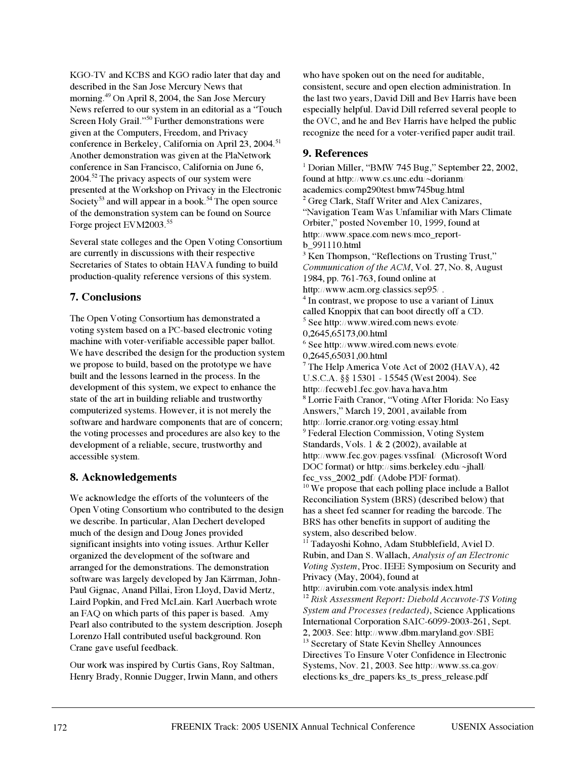KGO-TV and KCBS and KGO radio later that day and described in the San Jose Mercury News that morning.[49] On April 8, 2004, the San Jose Mercury News referred to our system in an editorial as a "Touch Screen Holy Grail."[50] Further demonstrations were given at the Computers, Freedom, and Privacy conference in Berkeley, California on April 23, 2004.[51] Another demonstration was given at the PlaNetwork conference in San Francisco, California on June 6, 2004.[52] The privacy aspects of our system were presented at the Workshop on Privacy in the Electronic Society[53] and will appear in a book.[54] The open source of the demonstration system can be found on Source Forge project EVM2003.[55]

Several state colleges and the Open Voting Consortium are currently in discussions with their respective Secretaries of States to obtain HAVA funding to build production-quality reference versions of this system.

## 7. Conclusions

The Open Voting Consortium has demonstrated a voting system based on a PC-based electronic voting machine with voter-verifiable accessible paper ballot. We have described the design for the production system we propose to build, based on the prototype we have built and the lessons learned in the process. In the development of this system, we expect to enhance the state of the art in building reliable and trustworthy computerized systems. However, it is not merely the software and hardware components that are of concern; the voting processes and procedures are also key to the development of a reliable, secure, trustworthy and accessible system.

## 8. Acknowledgements

We acknowledge the efforts of the volunteers of the Open Voting Consortium who contributed to the design we describe. In particular, Alan Dechert developed much of the design and Doug Jones provided significant insights into voting issues. Arthur Keller organized the development of the software and arranged for the demonstrations. The demonstration software was largely developed by Jan Kärrman, John-Paul Gignac, Anand Pillai, Eron Lloyd, David Mertz, Laird Popkin, and Fred McLain. Karl Auerbach wrote an FAQ on which parts of this paper is based. Amy Pearl also contributed to the system description. Joseph Lorenzo Hall contributed useful background. Ron Crane gave useful feedback.

Our work was inspired by Curtis Gans, Roy Saltman, Henry Brady, Ronnie Dugger, Irwin Mann, and others who have spoken out on the need for auditable, consistent, secure and open election administration. In the last two years, David Dill and Bev Harris have been especially helpful. David Dill referred several people to the OVC, and he and Bev Harris have helped the public recognize the need for a voter-verified paper audit trail.

## 9. References

[1] Dorian Miller, "BMW 745 Bug," September 22, 2002, found at http://www.cs.unc.edu/~dorianm/academics/comp290test/bmw745bug.html

[2] Greg Clark, Staff Writer and Alex Canizares, "Navigation Team Was Unfamiliar with Mars Climate Orbiter," posted November 10, 1999, found at http://www.space.com/news/mco_report-b_991110.html

[3] Ken Thompson, "Reflections on Trusting Trust," *Communication of the ACM*, Vol. 27, No. 8, August 1984, pp. 761-763, found online at http://www.acm.org/classics/sep95/ .

[4] In contrast, we propose to use a variant of Linux called Knoppix that can boot directly off a CD.

[5] See http://www.wired.com/news/evote/0,2645,65173,00.html

[6] See http://www.wired.com/news/evote/0,2645,65031,00.html

[7] The Help America Vote Act of 2002 (HAVA), 42 U.S.C.A. §§ 15301 - 15545 (West 2004). See http://fecweb1.fec.gov/hava/hava.htm

[8] Lorrie Faith Cranor, "Voting After Florida: No Easy Answers," March 19, 2001, available from http://lorrie.cranor.org/voting/essay.html

[9] Federal Election Commission, Voting System Standards, Vols. 1 & 2 (2002), available at http://www.fec.gov/pages/vssfinal/ (Microsoft Word DOC format) or http://sims.berkeley.edu/~jhall/fec_vss_2002_pdf/ (Adobe PDF format).

[10] We propose that each polling place include a Ballot Reconciliation System (BRS) (described below) that has a sheet fed scanner for reading the barcode. The BRS has other benefits in support of auditing the system, also described below.

[11] Tadayoshi Kohno, Adam Stubblefield, Aviel D. Rubin, and Dan S. Wallach, *Analysis of an Electronic Voting System*, Proc. IEEE Symposium on Security and Privacy (May, 2004), found at http://avirubin.com/vote/analysis/index.html

[12] *Risk Assessment Report: Diebold Accuvote-TS Voting System and Processes (redacted)*, Science Applications International Corporation SAIC-6099-2003-261, Sept. 2, 2003. See: http://www.dbm.maryland.gov/SBE

[13] Secretary of State Kevin Shelley Announces Directives To Ensure Voter Confidence in Electronic Systems, Nov. 21, 2003. See http://www.ss.ca.gov/elections/ks_dre_papers/ks_ts_press_release.pdf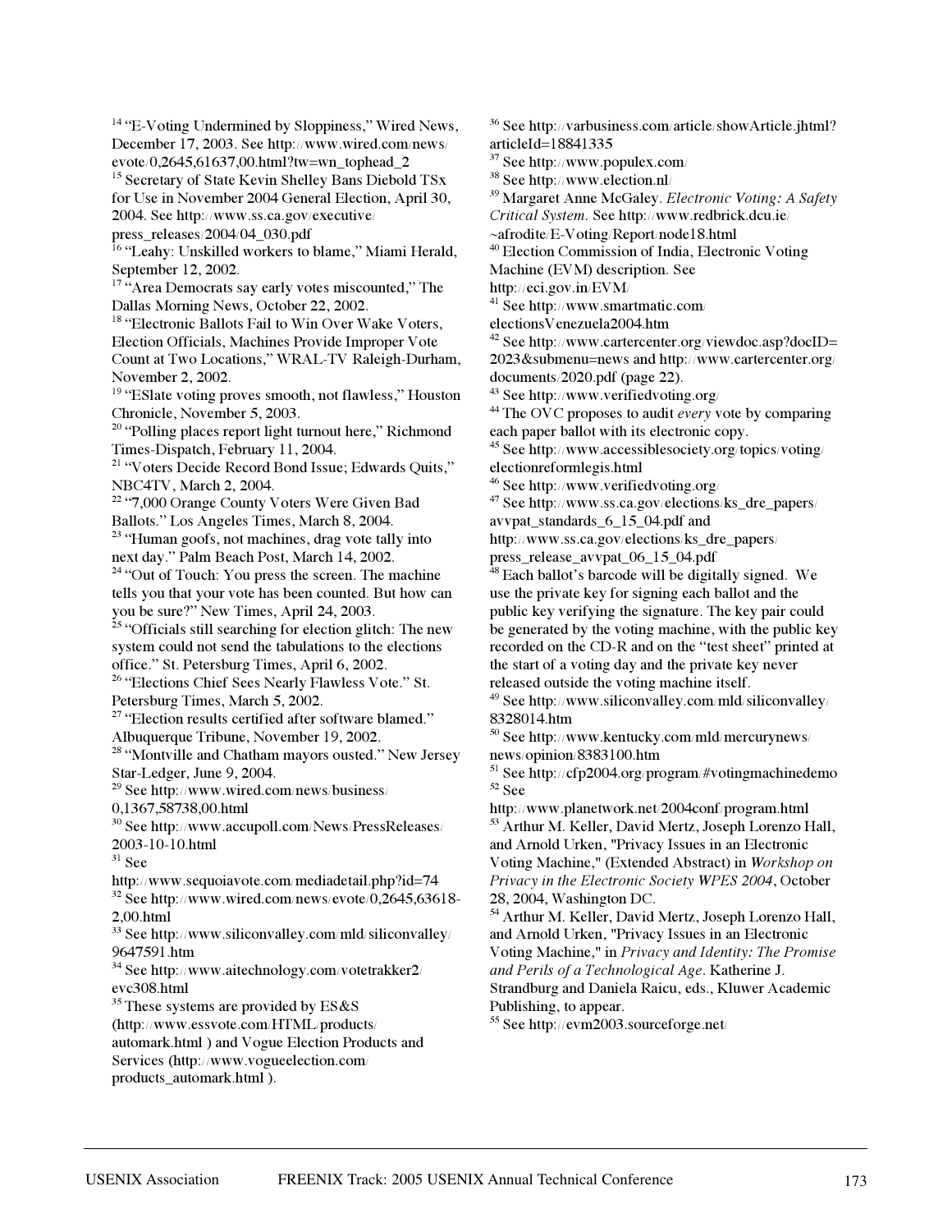[14] "E-Voting Undermined by Sloppiness," Wired News, December 17, 2003. See http://www.wired.com/news/evote/0,2645,61637,00.html?tw=wn_tophead_2

[15] Secretary of State Kevin Shelley Bans Diebold TSx for Use in November 2004 General Election, April 30, 2004. See http://www.ss.ca.gov/executive/press_releases/2004/04_030.pdf

[16] "Leahy: Unskilled workers to blame," Miami Herald, September 12, 2002.

[17] "Area Democrats say early votes miscounted," The Dallas Morning News, October 22, 2002.

[18] "Electronic Ballots Fail to Win Over Wake Voters, Election Officials, Machines Provide Improper Vote Count at Two Locations," WRAL-TV Raleigh-Durham, November 2, 2002.

[19] "ESlate voting proves smooth, not flawless," Houston Chronicle, November 5, 2003.

[20] "Polling places report light turnout here," Richmond Times-Dispatch, February 11, 2004.

[21] "Voters Decide Record Bond Issue; Edwards Quits," NBC4TV, March 2, 2004.

[22] "7,000 Orange County Voters Were Given Bad Ballots." Los Angeles Times, March 8, 2004.

[23] "Human goofs, not machines, drag vote tally into next day." Palm Beach Post, March 14, 2002.

[24] "Out of Touch: You press the screen. The machine tells you that your vote has been counted. But how can you be sure?" New Times, April 24, 2003.

[25] "Officials still searching for election glitch: The new system could not send the tabulations to the elections office." St. Petersburg Times, April 6, 2002.

[26] "Elections Chief Sees Nearly Flawless Vote." St. Petersburg Times, March 5, 2002.

[27] "Election results certified after software blamed." Albuquerque Tribune, November 19, 2002.

[28] "Montville and Chatham mayors ousted." New Jersey Star-Ledger, June 9, 2004.

[29] See http://www.wired.com/news/business/0,1367,58738,00.html

[30] See http://www.accupoll.com/News/PressReleases/2003-10-10.html

[31] See http://www.sequoiavote.com/mediadetail.php?id=74

[32] See http://www.wired.com/news/evote/0,2645,63618-2,00.html

[33] See http://www.siliconvalley.com/mld/siliconvalley/9647591.htm

[34] See http://www.aitechnology.com/votetrakker2/evc308.html

[35] These systems are provided by ES&S (http://www.essvote.com/HTML/products/automark.html ) and Vogue Election Products and Services (http://www.vogueelection.com/products_automark.html ).

[36] See http://varbusiness.com/article/showArticle.jhtml?articleId=18841335

[37] See http://www.populex.com/

[38] See http://www.election.nl/

[39] Margaret Anne McGaley. *Electronic Voting: A Safety Critical System.* See http://www.redbrick.dcu.ie/~afrodite/E-Voting/Report/node18.html

[40] Election Commission of India, Electronic Voting Machine (EVM) description. See http://eci.gov.in/EVM/

[41] See http://www.smartmatic.com/electionsVenezuela2004.htm

[42] See http://www.cartercenter.org/viewdoc.asp?docID=2023&submenu=news and http://www.cartercenter.org/documents/2020.pdf (page 22).

[43] See http://www.verifiedvoting.org/

[44] The OVC proposes to audit *every* vote by comparing each paper ballot with its electronic copy.

[45] See http://www.accessiblesociety.org/topics/voting/electionreformlegis.html

[46] See http://www.verifiedvoting.org/

[47] See http://www.ss.ca.gov/elections/ks_dre_papers/avvpat_standards_6_15_04.pdf and http://www.ss.ca.gov/elections/ks_dre_papers/press_release_avvpat_06_15_04.pdf

[48] Each ballot's barcode will be digitally signed. We use the private key for signing each ballot and the public key verifying the signature. The key pair could be generated by the voting machine, with the public key recorded on the CD-R and on the "test sheet" printed at the start of a voting day and the private key never released outside the voting machine itself.

[49] See http://www.siliconvalley.com/mld/siliconvalley/8328014.htm

[50] See http://www.kentucky.com/mld/mercurynews/news/opinion/8383100.htm

[51] See http://cfp2004.org/program/#votingmachinedemo

[52] See http://www.planetwork.net/2004conf/program.html

[53] Arthur M. Keller, David Mertz, Joseph Lorenzo Hall, and Arnold Urken, "Privacy Issues in an Electronic Voting Machine," (Extended Abstract) in *Workshop on Privacy in the Electronic Society WPES 2004*, October 28, 2004, Washington DC.

[54] Arthur M. Keller, David Mertz, Joseph Lorenzo Hall, and Arnold Urken, "Privacy Issues in an Electronic Voting Machine," in *Privacy and Identity: The Promise and Perils of a Technological Age*. Katherine J. Strandburg and Daniela Raicu, eds., Kluwer Academic Publishing, to appear.

[55] See http://evm2003.sourceforge.net/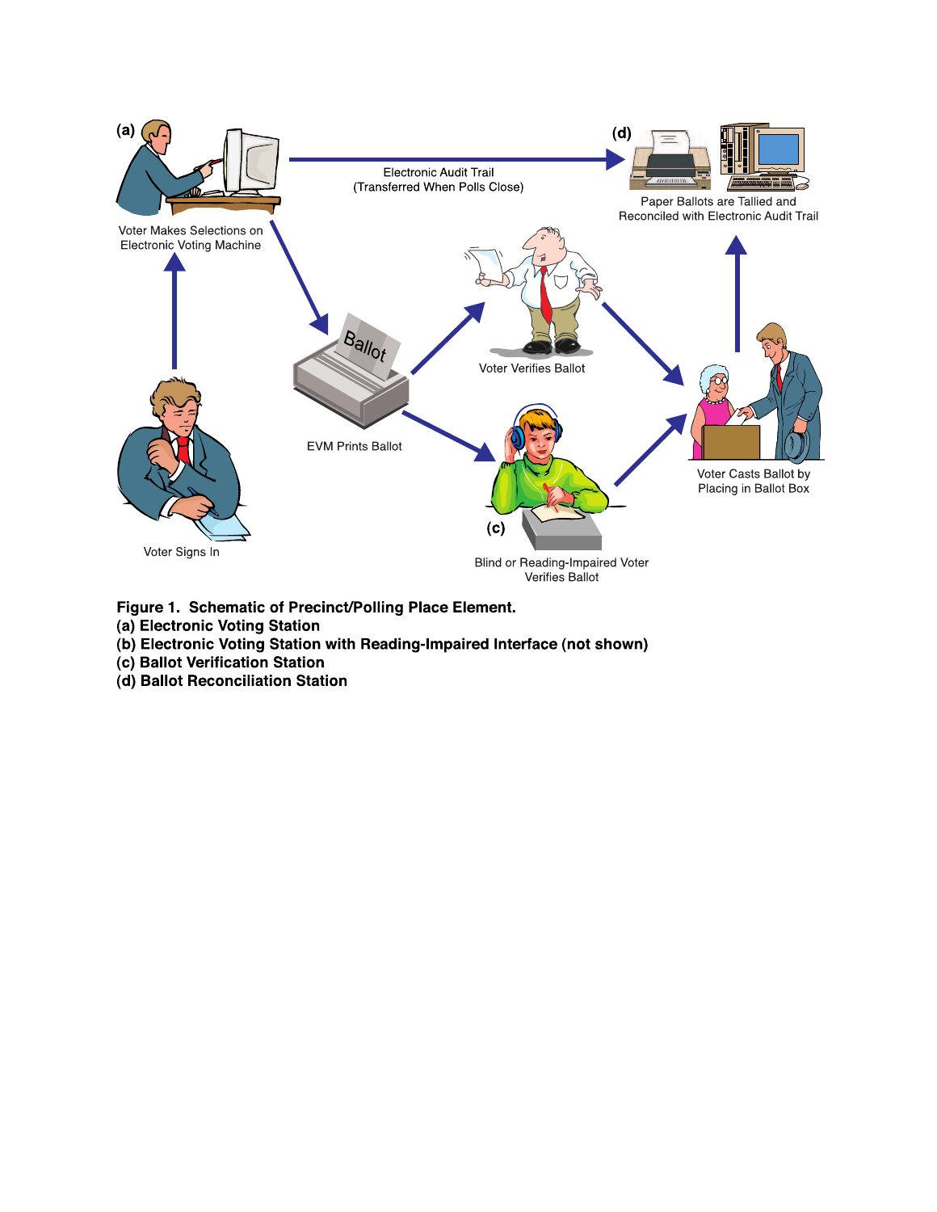(a)

Voter Makes Selections on Electronic Voting Machine

Electronic Audit Trail
(Transferred When Polls Close)

(d)

Paper Ballots are Tallied and Reconciled with Electronic Audit Trail

Ballot

EVM Prints Ballot

Voter Verifies Ballot

Voter Casts Ballot by Placing in Ballot Box

Voter Signs In

(c)

Blind or Reading-Impaired Voter Verifies Ballot

**Figure 1. Schematic of Precinct/Polling Place Element.**
**(a) Electronic Voting Station**
**(b) Electronic Voting Station with Reading-Impaired Interface (not shown)**
**(c) Ballot Verification Station**
**(d) Ballot Reconciliation Station**